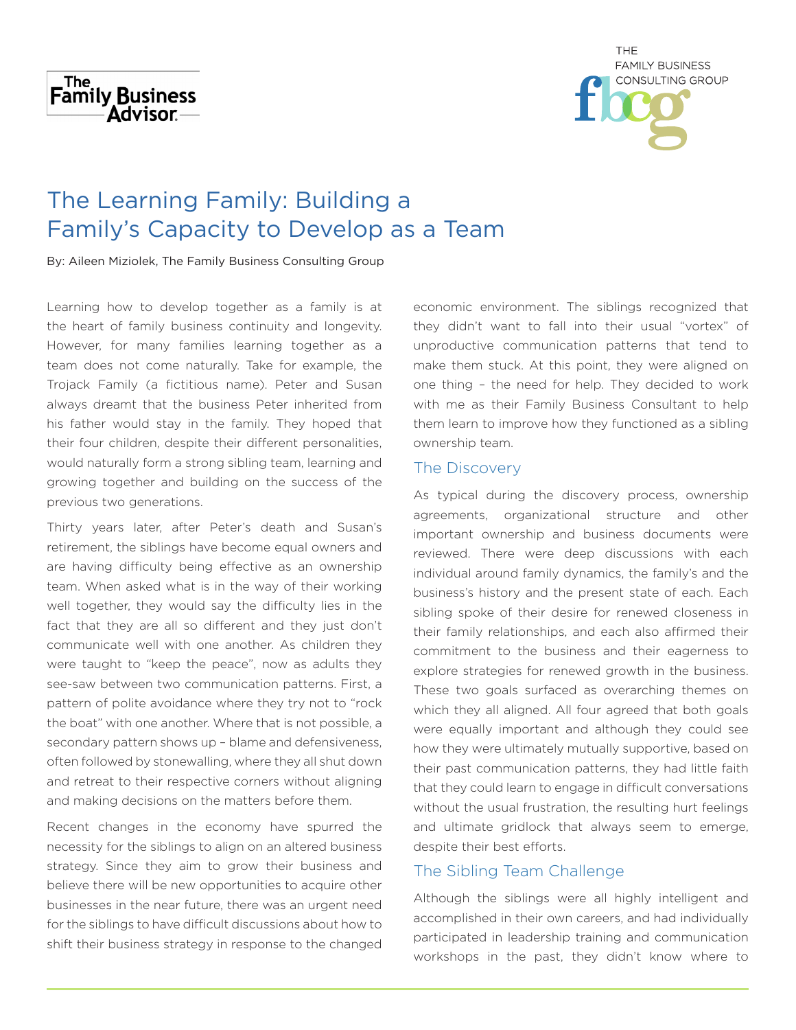# The Learning Family: Building a Family's Capacity to Develop as a Team

By: Aileen Miziolek, The Family Business Consulting Group

Learning how to develop together as a family is at the heart of family business continuity and longevity. However, for many families learning together as a team does not come naturally. Take for example, the Trojack Family (a fictitious name). Peter and Susan always dreamt that the business Peter inherited from his father would stay in the family. They hoped that their four children, despite their different personalities, would naturally form a strong sibling team, learning and growing together and building on the success of the previous two generations.

Thirty years later, after Peter's death and Susan's retirement, the siblings have become equal owners and are having difficulty being effective as an ownership team. When asked what is in the way of their working well together, they would say the difficulty lies in the fact that they are all so different and they just don't communicate well with one another. As children they were taught to "keep the peace", now as adults they see-saw between two communication patterns. First, a pattern of polite avoidance where they try not to "rock the boat" with one another. Where that is not possible, a secondary pattern shows up – blame and defensiveness, often followed by stonewalling, where they all shut down and retreat to their respective corners without aligning and making decisions on the matters before them.

Recent changes in the economy have spurred the necessity for the siblings to align on an altered business strategy. Since they aim to grow their business and believe there will be new opportunities to acquire other businesses in the near future, there was an urgent need for the siblings to have difficult discussions about how to shift their business strategy in response to the changed economic environment. The siblings recognized that they didn't want to fall into their usual "vortex" of unproductive communication patterns that tend to make them stuck. At this point, they were aligned on one thing – the need for help. They decided to work with me as their Family Business Consultant to help them learn to improve how they functioned as a sibling ownership team.

## The Discovery

As typical during the discovery process, ownership agreements, organizational structure and other important ownership and business documents were reviewed. There were deep discussions with each individual around family dynamics, the family's and the business's history and the present state of each. Each sibling spoke of their desire for renewed closeness in their family relationships, and each also affirmed their commitment to the business and their eagerness to explore strategies for renewed growth in the business. These two goals surfaced as overarching themes on which they all aligned. All four agreed that both goals were equally important and although they could see how they were ultimately mutually supportive, based on their past communication patterns, they had little faith that they could learn to engage in difficult conversations without the usual frustration, the resulting hurt feelings and ultimate gridlock that always seem to emerge, despite their best efforts.

## The Sibling Team Challenge

Although the siblings were all highly intelligent and accomplished in their own careers, and had individually participated in leadership training and communication workshops in the past, they didn't know where to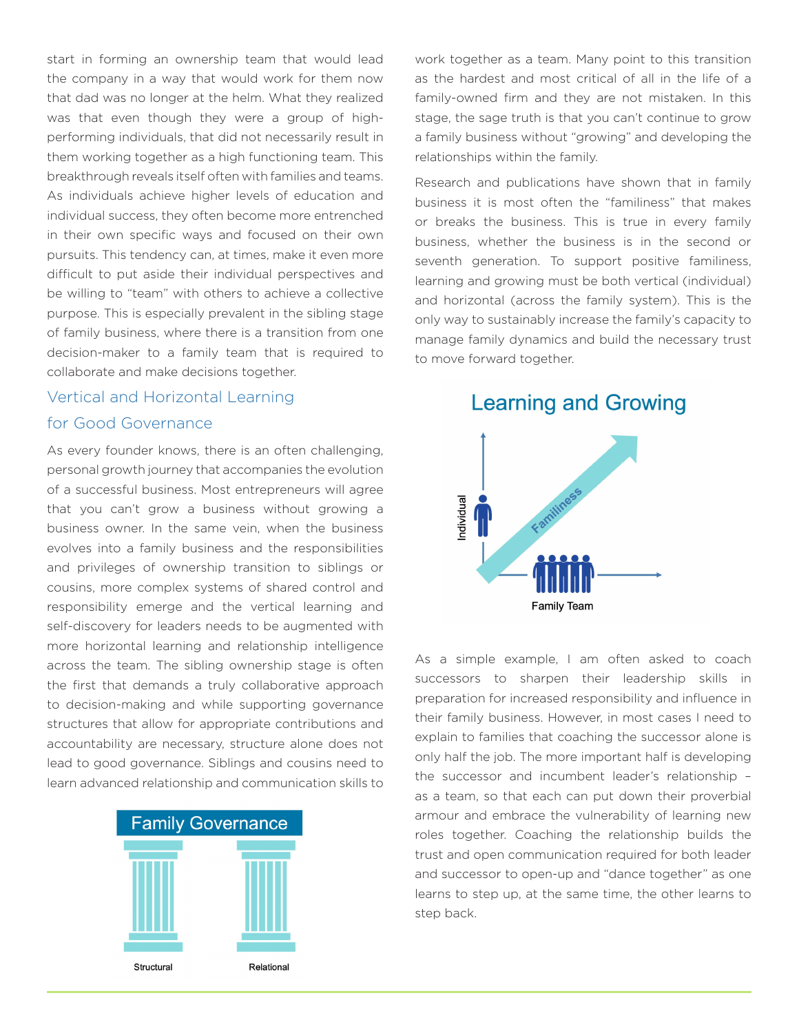start in forming an ownership team that would lead the company in a way that would work for them now that dad was no longer at the helm. What they realized was that even though they were a group of high-performing individuals, that did not necessarily result in them working together as a high functioning team. This breakthrough reveals itself often with families and teams. As individuals achieve higher levels of education and individual success, they often become more entrenched in their own specific ways and focused on their own pursuits. This tendency can, at times, make it even more difficult to put aside their individual perspectives and be willing to "team" with others to achieve a collective purpose. This is especially prevalent in the sibling stage of family business, where there is a transition from one decision-maker to a family team that is required to collaborate and make decisions together.

## Vertical and Horizontal Learning for Good Governance

As every founder knows, there is an often challenging, personal growth journey that accompanies the evolution of a successful business. Most entrepreneurs will agree that you can't grow a business without growing a business owner. In the same vein, when the business evolves into a family business and the responsibilities and privileges of ownership transition to siblings or cousins, more complex systems of shared control and responsibility emerge and the vertical learning and self-discovery for leaders needs to be augmented with more horizontal learning and relationship intelligence across the team. The sibling ownership stage is often the first that demands a truly collaborative approach to decision-making and while supporting governance structures that allow for appropriate contributions and accountability are necessary, structure alone does not lead to good governance. Siblings and cousins need to learn advanced relationship and communication skills to work together as a team. Many point to this transition as the hardest and most critical of all in the life of a family-owned firm and they are not mistaken. In this stage, the sage truth is that you can't continue to grow a family business without "growing" and developing the relationships within the family.

**Family Governance**

Structural | Relational

Research and publications have shown that in family business it is most often the "familiness" that makes or breaks the business. This is true in every family business, whether the business is in the second or seventh generation. To support positive familiness, learning and growing must be both vertical (individual) and horizontal (across the family system). This is the only way to sustainably increase the family's capacity to manage family dynamics and build the necessary trust to move forward together.

**Learning and Growing**

Individual — Familiness — Family Team

As a simple example, I am often asked to coach successors to sharpen their leadership skills in preparation for increased responsibility and influence in their family business. However, in most cases I need to explain to families that coaching the successor alone is only half the job. The more important half is developing the successor and incumbent leader's relationship – as a team, so that each can put down their proverbial armour and embrace the vulnerability of learning new roles together. Coaching the relationship builds the trust and open communication required for both leader and successor to open-up and "dance together" as one learns to step up, at the same time, the other learns to step back.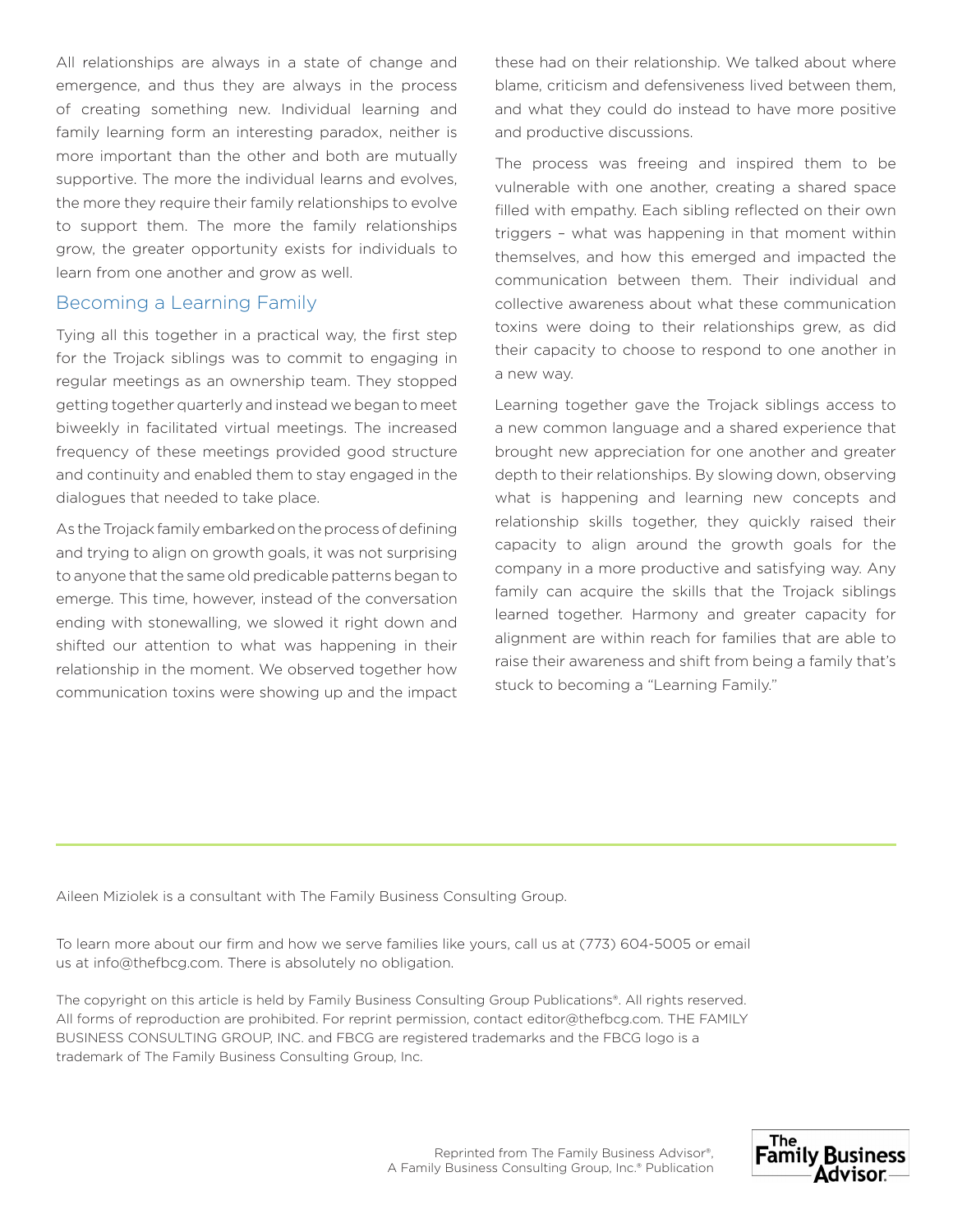All relationships are always in a state of change and emergence, and thus they are always in the process of creating something new. Individual learning and family learning form an interesting paradox, neither is more important than the other and both are mutually supportive. The more the individual learns and evolves, the more they require their family relationships to evolve to support them. The more the family relationships grow, the greater opportunity exists for individuals to learn from one another and grow as well.

## Becoming a Learning Family

Tying all this together in a practical way, the first step for the Trojack siblings was to commit to engaging in regular meetings as an ownership team. They stopped getting together quarterly and instead we began to meet biweekly in facilitated virtual meetings. The increased frequency of these meetings provided good structure and continuity and enabled them to stay engaged in the dialogues that needed to take place.

As the Trojack family embarked on the process of defining and trying to align on growth goals, it was not surprising to anyone that the same old predicable patterns began to emerge. This time, however, instead of the conversation ending with stonewalling, we slowed it right down and shifted our attention to what was happening in their relationship in the moment. We observed together how communication toxins were showing up and the impact these had on their relationship. We talked about where blame, criticism and defensiveness lived between them, and what they could do instead to have more positive and productive discussions.

The process was freeing and inspired them to be vulnerable with one another, creating a shared space filled with empathy. Each sibling reflected on their own triggers – what was happening in that moment within themselves, and how this emerged and impacted the communication between them. Their individual and collective awareness about what these communication toxins were doing to their relationships grew, as did their capacity to choose to respond to one another in a new way.

Learning together gave the Trojack siblings access to a new common language and a shared experience that brought new appreciation for one another and greater depth to their relationships. By slowing down, observing what is happening and learning new concepts and relationship skills together, they quickly raised their capacity to align around the growth goals for the company in a more productive and satisfying way. Any family can acquire the skills that the Trojack siblings learned together. Harmony and greater capacity for alignment are within reach for families that are able to raise their awareness and shift from being a family that's stuck to becoming a "Learning Family."

---

Aileen Miziolek is a consultant with The Family Business Consulting Group.

To learn more about our firm and how we serve families like yours, call us at (773) 604-5005 or email us at info@thefbcg.com. There is absolutely no obligation.

The copyright on this article is held by Family Business Consulting Group Publications®. All rights reserved. All forms of reproduction are prohibited. For reprint permission, contact editor@thefbcg.com. THE FAMILY BUSINESS CONSULTING GROUP, INC. and FBCG are registered trademarks and the FBCG logo is a trademark of The Family Business Consulting Group, Inc.

Reprinted from The Family Business Advisor®, A Family Business Consulting Group, Inc.® Publication

The Family Business Advisor